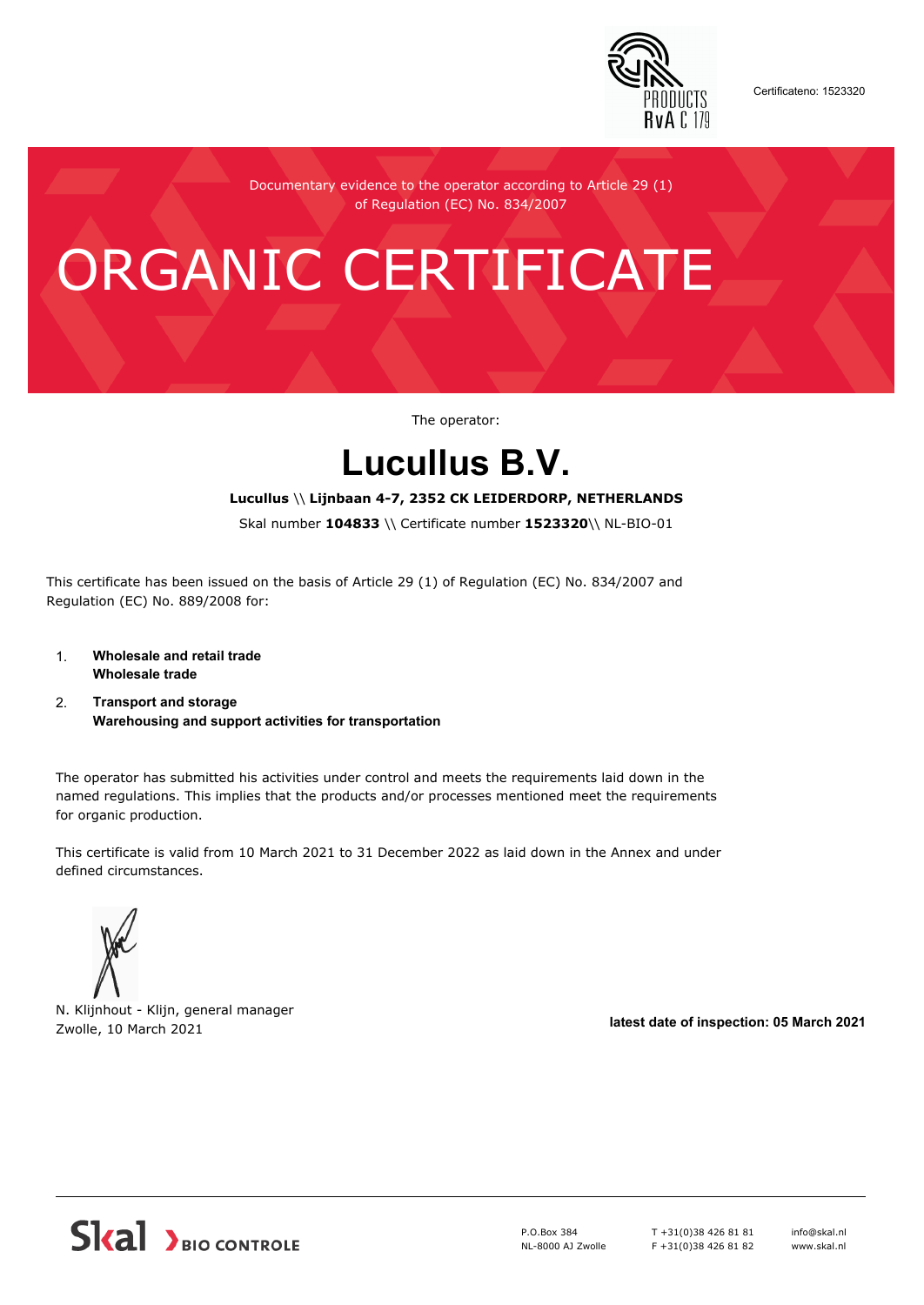Certificateno: 1523320

Documentary evidence to the operator according to Article 29 (1) of Regulation (EC) No. 834/2007

# ORGANIC CERTIFICATE

The operator:

## Lucullus B.V.

**Lucullus \\ Lijnbaan 4-7, 2352 CK LEIDERDORP, NETHERLANDS**

Skal number **104833** \\ Certificate number **1523320**\\ NL-BIO-01

This certificate has been issued on the basis of Article 29 (1) of Regulation (EC) No. 834/2007 and Regulation (EC) No. 889/2008 for:

1. **Wholesale and retail trade**
   **Wholesale trade**
2. **Transport and storage**
   **Warehousing and support activities for transportation**

The operator has submitted his activities under control and meets the requirements laid down in the named regulations. This implies that the products and/or processes mentioned meet the requirements for organic production.

This certificate is valid from 10 March 2021 to 31 December 2022 as laid down in the Annex and under defined circumstances.

N. Klijnhout - Klijn, general manager
Zwolle, 10 March 2021

**latest date of inspection: 05 March 2021**

Skal BIO CONTROLE

P.O.Box 384
NL-8000 AJ Zwolle

T +31(0)38 426 81 81
F +31(0)38 426 81 82

info@skal.nl
www.skal.nl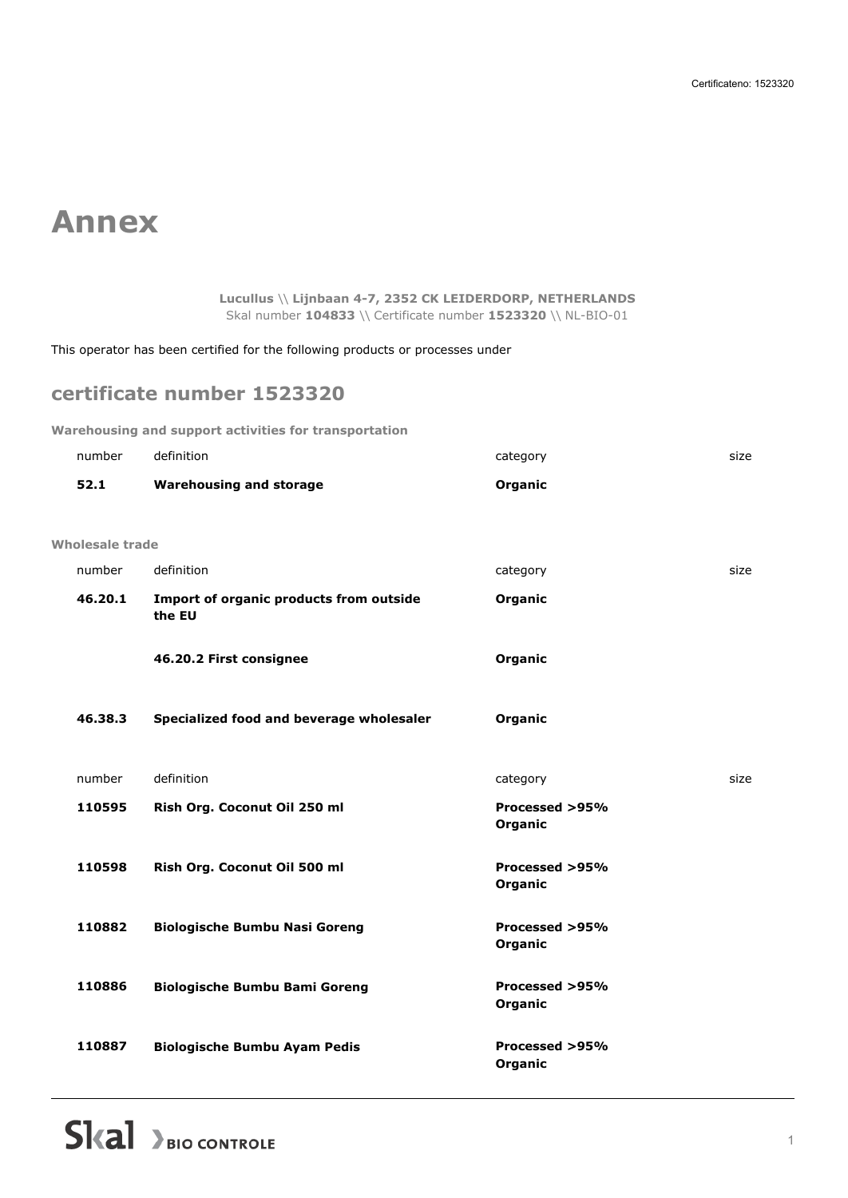Certificateno: 1523320

# Annex

**Lucullus** \\ **Lijnbaan 4-7, 2352 CK LEIDERDORP, NETHERLANDS**
Skal number **104833** \\ Certificate number **1523320** \\ NL-BIO-01

This operator has been certified for the following products or processes under

## certificate number 1523320

**Warehousing and support activities for transportation**

| number | definition | category | size |
|---|---|---|---|
| **52.1** | **Warehousing and storage** | **Organic** | |

**Wholesale trade**

| number | definition | category | size |
|---|---|---|---|
| **46.20.1** | **Import of organic products from outside the EU** | **Organic** | |
| | **46.20.2 First consignee** | **Organic** | |
| **46.38.3** | **Specialized food and beverage wholesaler** | **Organic** | |

| number | definition | category | size |
|---|---|---|---|
| **110595** | **Rish Org. Coconut Oil 250 ml** | **Processed >95% Organic** | |
| **110598** | **Rish Org. Coconut Oil 500 ml** | **Processed >95% Organic** | |
| **110882** | **Biologische Bumbu Nasi Goreng** | **Processed >95% Organic** | |
| **110886** | **Biologische Bumbu Bami Goreng** | **Processed >95% Organic** | |
| **110887** | **Biologische Bumbu Ayam Pedis** | **Processed >95% Organic** | |

Skal BIO CONTROLE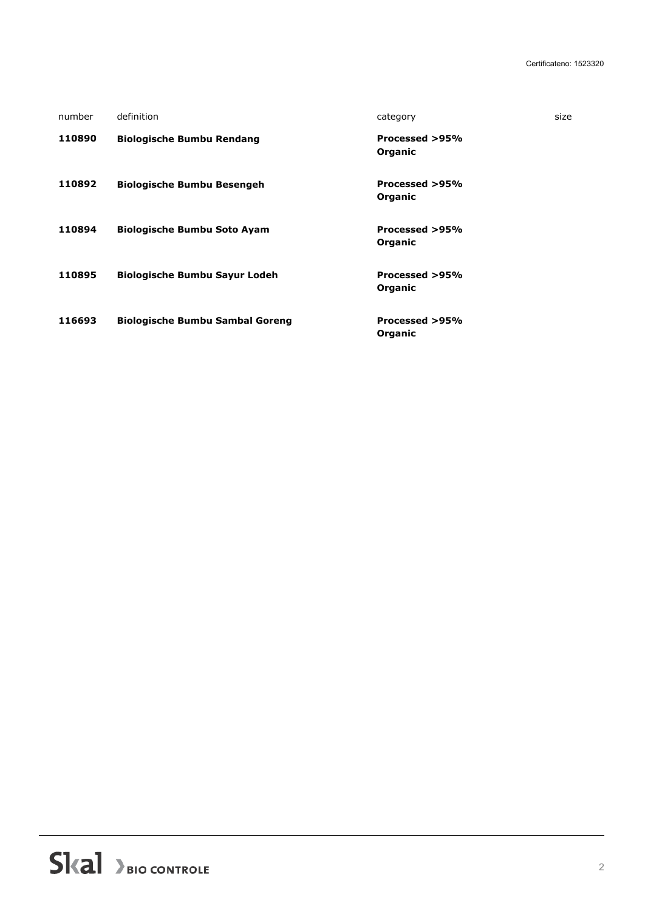Certificateno: 1523320

| number | definition | category | size |
| --- | --- | --- | --- |
| **110890** | **Biologische Bumbu Rendang** | **Processed >95% Organic** | |
| **110892** | **Biologische Bumbu Besengeh** | **Processed >95% Organic** | |
| **110894** | **Biologische Bumbu Soto Ayam** | **Processed >95% Organic** | |
| **110895** | **Biologische Bumbu Sayur Lodeh** | **Processed >95% Organic** | |
| **116693** | **Biologische Bumbu Sambal Goreng** | **Processed >95% Organic** | |